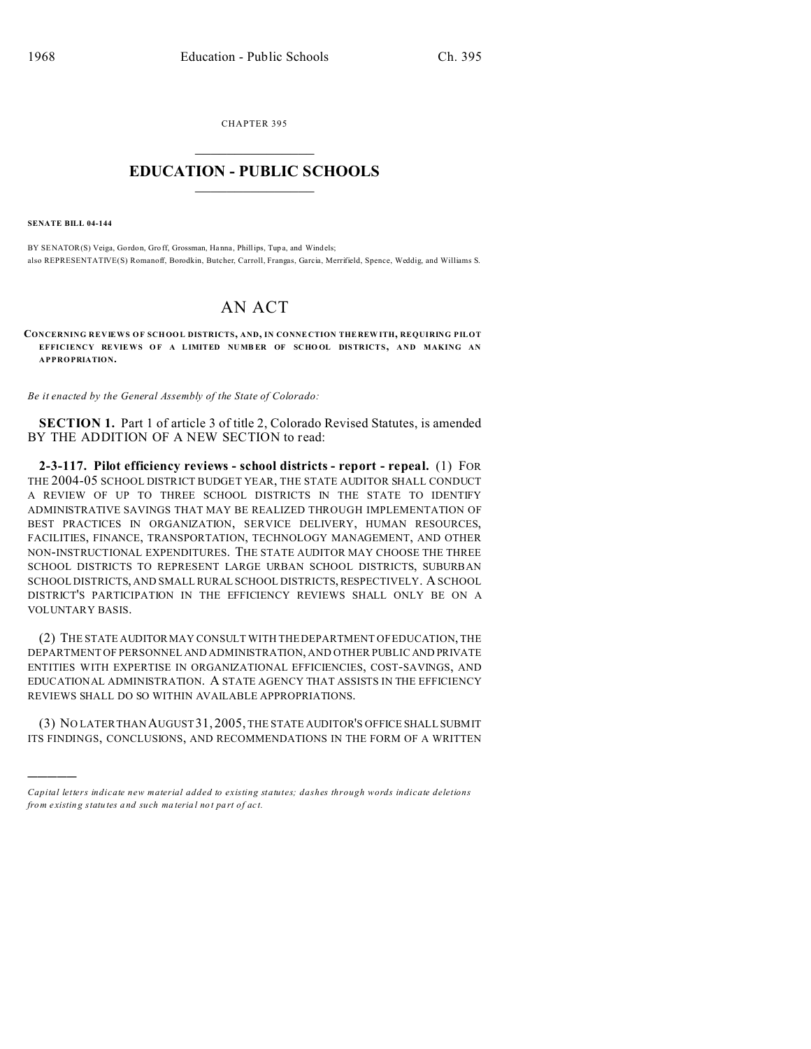CHAPTER 395

# EDUCATION - PUBLIC SCHOOLS

**SENATE BILL 04-144**

BY SENATOR(S) Veiga, Gordon, Groff, Grossman, Hanna, Phillips, Tupa, and Windels;
also REPRESENTATIVE(S) Romanoff, Borodkin, Butcher, Carroll, Frangas, Garcia, Merrifield, Spence, Weddig, and Williams S.

# AN ACT

**CONCERNING REVIEWS OF SCHOOL DISTRICTS, AND, IN CONNECTION THEREWITH, REQUIRING PILOT EFFICIENCY REVIEWS OF A LIMITED NUMBER OF SCHOOL DISTRICTS, AND MAKING AN APPROPRIATION.**

*Be it enacted by the General Assembly of the State of Colorado:*

**SECTION 1.** Part 1 of article 3 of title 2, Colorado Revised Statutes, is amended BY THE ADDITION OF A NEW SECTION to read:

**2-3-117. Pilot efficiency reviews - school districts - report - repeal.** (1) FOR THE 2004-05 SCHOOL DISTRICT BUDGET YEAR, THE STATE AUDITOR SHALL CONDUCT A REVIEW OF UP TO THREE SCHOOL DISTRICTS IN THE STATE TO IDENTIFY ADMINISTRATIVE SAVINGS THAT MAY BE REALIZED THROUGH IMPLEMENTATION OF BEST PRACTICES IN ORGANIZATION, SERVICE DELIVERY, HUMAN RESOURCES, FACILITIES, FINANCE, TRANSPORTATION, TECHNOLOGY MANAGEMENT, AND OTHER NON-INSTRUCTIONAL EXPENDITURES. THE STATE AUDITOR MAY CHOOSE THE THREE SCHOOL DISTRICTS TO REPRESENT LARGE URBAN SCHOOL DISTRICTS, SUBURBAN SCHOOL DISTRICTS, AND SMALL RURAL SCHOOL DISTRICTS, RESPECTIVELY. A SCHOOL DISTRICT'S PARTICIPATION IN THE EFFICIENCY REVIEWS SHALL ONLY BE ON A VOLUNTARY BASIS.

(2) THE STATE AUDITOR MAY CONSULT WITH THE DEPARTMENT OF EDUCATION, THE DEPARTMENT OF PERSONNEL AND ADMINISTRATION, AND OTHER PUBLIC AND PRIVATE ENTITIES WITH EXPERTISE IN ORGANIZATIONAL EFFICIENCIES, COST-SAVINGS, AND EDUCATIONAL ADMINISTRATION. A STATE AGENCY THAT ASSISTS IN THE EFFICIENCY REVIEWS SHALL DO SO WITHIN AVAILABLE APPROPRIATIONS.

(3) NO LATER THAN AUGUST 31, 2005, THE STATE AUDITOR'S OFFICE SHALL SUBMIT ITS FINDINGS, CONCLUSIONS, AND RECOMMENDATIONS IN THE FORM OF A WRITTEN

---

*Capital letters indicate new material added to existing statutes; dashes through words indicate deletions from existing statutes and such material not part of act.*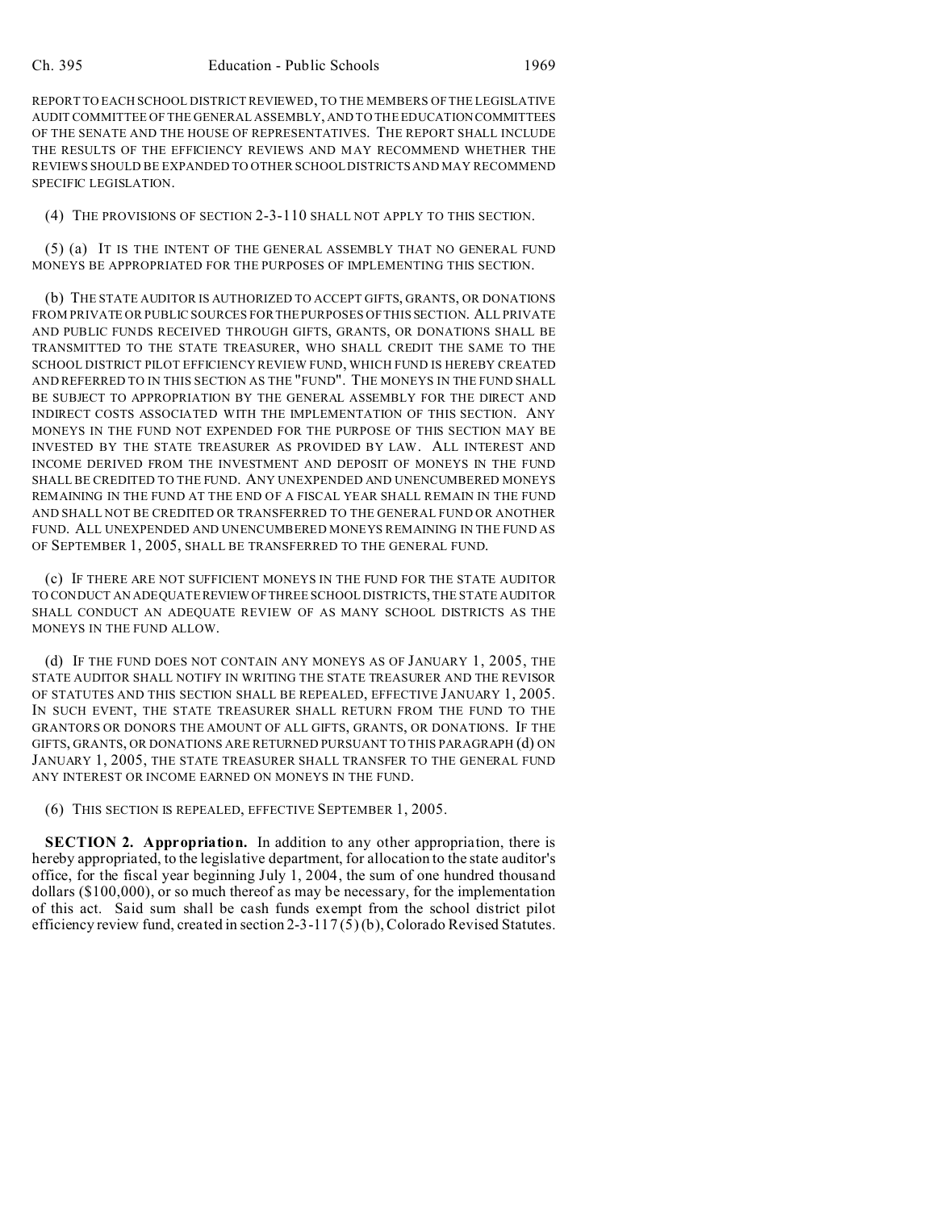REPORT TO EACH SCHOOL DISTRICT REVIEWED, TO THE MEMBERS OF THE LEGISLATIVE AUDIT COMMITTEE OF THE GENERAL ASSEMBLY, AND TO THE EDUCATION COMMITTEES OF THE SENATE AND THE HOUSE OF REPRESENTATIVES. THE REPORT SHALL INCLUDE THE RESULTS OF THE EFFICIENCY REVIEWS AND MAY RECOMMEND WHETHER THE REVIEWS SHOULD BE EXPANDED TO OTHER SCHOOL DISTRICTS AND MAY RECOMMEND SPECIFIC LEGISLATION.

(4) THE PROVISIONS OF SECTION 2-3-110 SHALL NOT APPLY TO THIS SECTION.

(5) (a) IT IS THE INTENT OF THE GENERAL ASSEMBLY THAT NO GENERAL FUND MONEYS BE APPROPRIATED FOR THE PURPOSES OF IMPLEMENTING THIS SECTION.

(b) THE STATE AUDITOR IS AUTHORIZED TO ACCEPT GIFTS, GRANTS, OR DONATIONS FROM PRIVATE OR PUBLIC SOURCES FOR THE PURPOSES OF THIS SECTION. ALL PRIVATE AND PUBLIC FUNDS RECEIVED THROUGH GIFTS, GRANTS, OR DONATIONS SHALL BE TRANSMITTED TO THE STATE TREASURER, WHO SHALL CREDIT THE SAME TO THE SCHOOL DISTRICT PILOT EFFICIENCY REVIEW FUND, WHICH FUND IS HEREBY CREATED AND REFERRED TO IN THIS SECTION AS THE "FUND". THE MONEYS IN THE FUND SHALL BE SUBJECT TO APPROPRIATION BY THE GENERAL ASSEMBLY FOR THE DIRECT AND INDIRECT COSTS ASSOCIATED WITH THE IMPLEMENTATION OF THIS SECTION. ANY MONEYS IN THE FUND NOT EXPENDED FOR THE PURPOSE OF THIS SECTION MAY BE INVESTED BY THE STATE TREASURER AS PROVIDED BY LAW. ALL INTEREST AND INCOME DERIVED FROM THE INVESTMENT AND DEPOSIT OF MONEYS IN THE FUND SHALL BE CREDITED TO THE FUND. ANY UNEXPENDED AND UNENCUMBERED MONEYS REMAINING IN THE FUND AT THE END OF A FISCAL YEAR SHALL REMAIN IN THE FUND AND SHALL NOT BE CREDITED OR TRANSFERRED TO THE GENERAL FUND OR ANOTHER FUND. ALL UNEXPENDED AND UNENCUMBERED MONEYS REMAINING IN THE FUND AS OF SEPTEMBER 1, 2005, SHALL BE TRANSFERRED TO THE GENERAL FUND.

(c) IF THERE ARE NOT SUFFICIENT MONEYS IN THE FUND FOR THE STATE AUDITOR TO CONDUCT AN ADEQUATE REVIEW OF THREE SCHOOL DISTRICTS, THE STATE AUDITOR SHALL CONDUCT AN ADEQUATE REVIEW OF AS MANY SCHOOL DISTRICTS AS THE MONEYS IN THE FUND ALLOW.

(d) IF THE FUND DOES NOT CONTAIN ANY MONEYS AS OF JANUARY 1, 2005, THE STATE AUDITOR SHALL NOTIFY IN WRITING THE STATE TREASURER AND THE REVISOR OF STATUTES AND THIS SECTION SHALL BE REPEALED, EFFECTIVE JANUARY 1, 2005. IN SUCH EVENT, THE STATE TREASURER SHALL RETURN FROM THE FUND TO THE GRANTORS OR DONORS THE AMOUNT OF ALL GIFTS, GRANTS, OR DONATIONS. IF THE GIFTS, GRANTS, OR DONATIONS ARE RETURNED PURSUANT TO THIS PARAGRAPH (d) ON JANUARY 1, 2005, THE STATE TREASURER SHALL TRANSFER TO THE GENERAL FUND ANY INTEREST OR INCOME EARNED ON MONEYS IN THE FUND.

(6) THIS SECTION IS REPEALED, EFFECTIVE SEPTEMBER 1, 2005.

**SECTION 2. Appropriation.** In addition to any other appropriation, there is hereby appropriated, to the legislative department, for allocation to the state auditor's office, for the fiscal year beginning July 1, 2004, the sum of one hundred thousand dollars ($100,000), or so much thereof as may be necessary, for the implementation of this act. Said sum shall be cash funds exempt from the school district pilot efficiency review fund, created in section 2-3-117 (5) (b), Colorado Revised Statutes.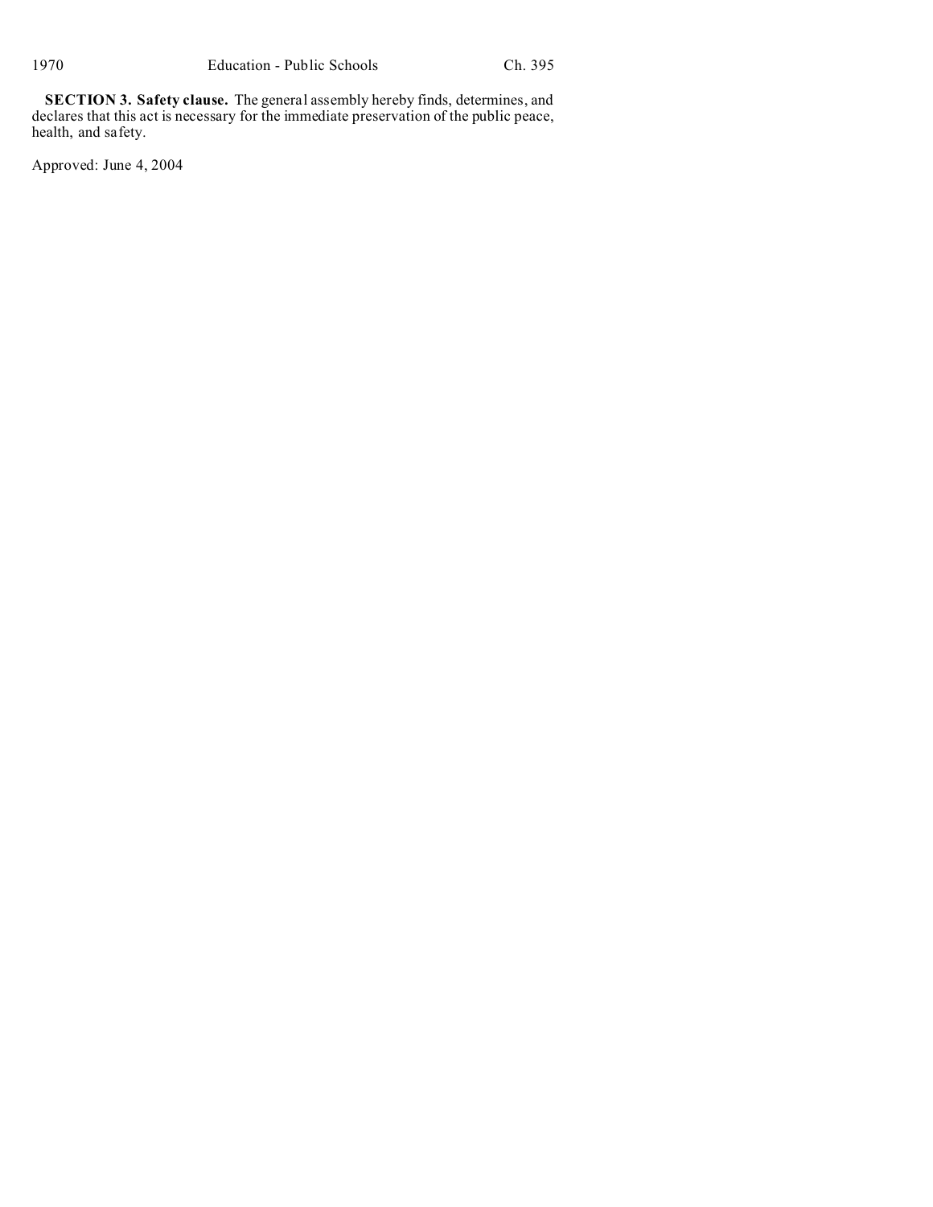**SECTION 3. Safety clause.** The general assembly hereby finds, determines, and declares that this act is necessary for the immediate preservation of the public peace, health, and safety.

Approved: June 4, 2004